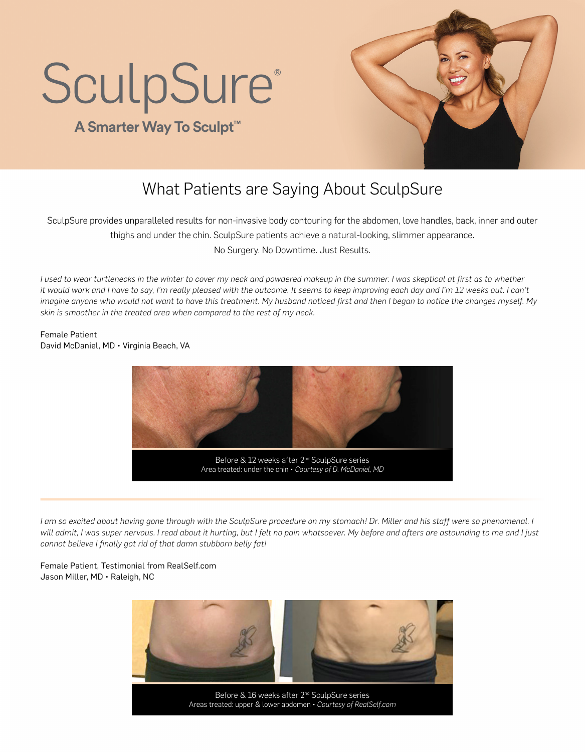# SculpSure®

**A Smarter Way To Sculpt™**

## What Patients are Saying About SculpSure

SculpSure provides unparalleled results for non-invasive body contouring for the abdomen, love handles, back, inner and outer thighs and under the chin. SculpSure patients achieve a natural-looking, slimmer appearance.
No Surgery. No Downtime. Just Results.

*I used to wear turtlenecks in the winter to cover my neck and powdered makeup in the summer. I was skeptical at first as to whether it would work and I have to say, I'm really pleased with the outcome. It seems to keep improving each day and I'm 12 weeks out. I can't imagine anyone who would not want to have this treatment. My husband noticed first and then I began to notice the changes myself. My skin is smoother in the treated area when compared to the rest of my neck.*

Female Patient
David McDaniel, MD • Virginia Beach, VA

Before & 12 weeks after 2nd SculpSure series
Area treated: under the chin • *Courtesy of D. McDaniel, MD*

---

*I am so excited about having gone through with the SculpSure procedure on my stomach! Dr. Miller and his staff were so phenomenal. I will admit, I was super nervous. I read about it hurting, but I felt no pain whatsoever. My before and afters are astounding to me and I just cannot believe I finally got rid of that damn stubborn belly fat!*

Female Patient, Testimonial from RealSelf.com
Jason Miller, MD • Raleigh, NC

Before & 16 weeks after 2nd SculpSure series
Areas treated: upper & lower abdomen • *Courtesy of RealSelf.com*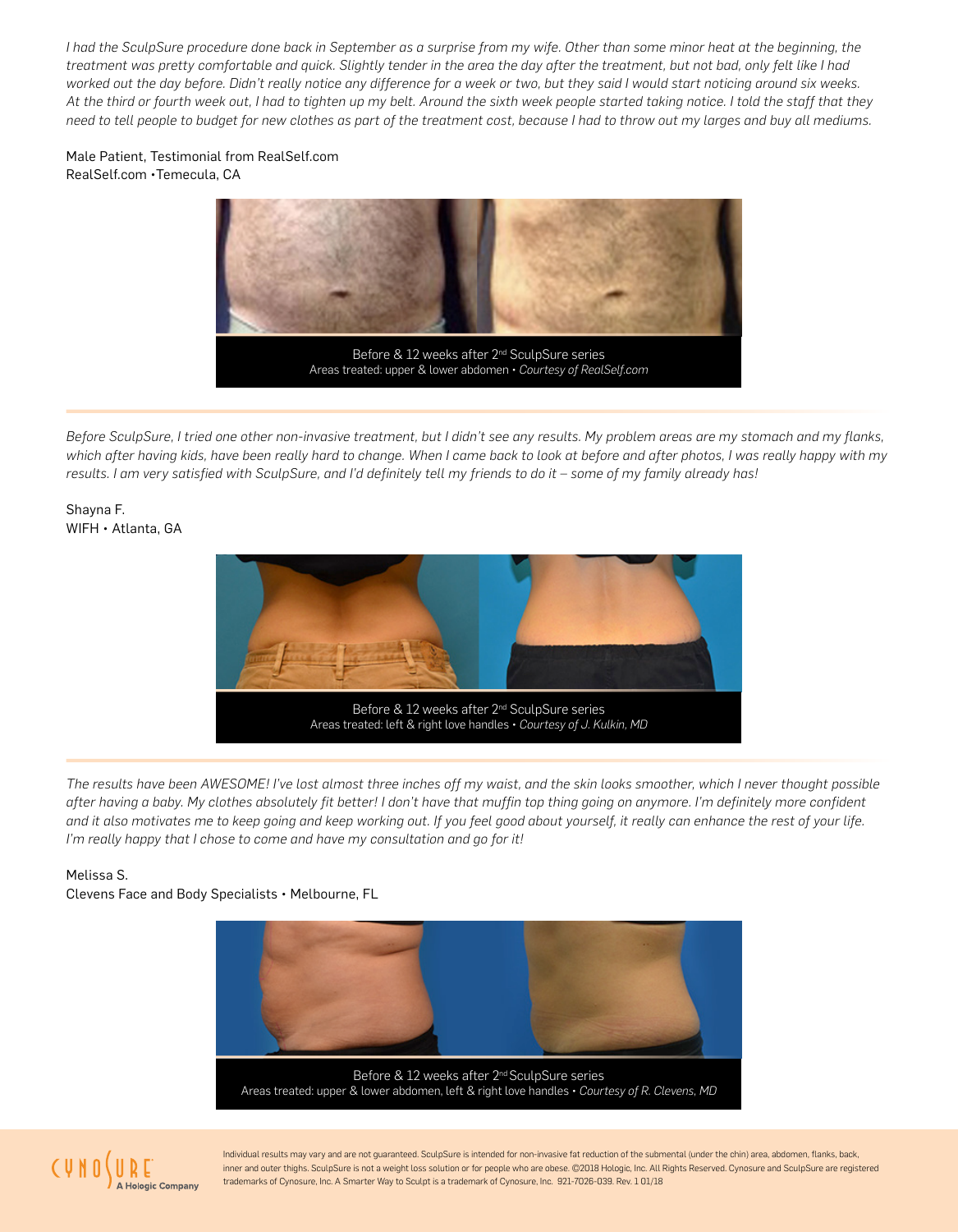*I had the SculpSure procedure done back in September as a surprise from my wife. Other than some minor heat at the beginning, the treatment was pretty comfortable and quick. Slightly tender in the area the day after the treatment, but not bad, only felt like I had worked out the day before. Didn't really notice any difference for a week or two, but they said I would start noticing around six weeks. At the third or fourth week out, I had to tighten up my belt. Around the sixth week people started taking notice. I told the staff that they need to tell people to budget for new clothes as part of the treatment cost, because I had to throw out my larges and buy all mediums.*

Male Patient, Testimonial from RealSelf.com
RealSelf.com • Temecula, CA

Before & 12 weeks after 2nd SculpSure series
Areas treated: upper & lower abdomen • *Courtesy of RealSelf.com*

*Before SculpSure, I tried one other non-invasive treatment, but I didn't see any results. My problem areas are my stomach and my flanks, which after having kids, have been really hard to change. When I came back to look at before and after photos, I was really happy with my results. I am very satisfied with SculpSure, and I'd definitely tell my friends to do it – some of my family already has!*

Shayna F.
WIFH • Atlanta, GA

Before & 12 weeks after 2nd SculpSure series
Areas treated: left & right love handles • *Courtesy of J. Kulkin, MD*

*The results have been AWESOME! I've lost almost three inches off my waist, and the skin looks smoother, which I never thought possible after having a baby. My clothes absolutely fit better! I don't have that muffin top thing going on anymore. I'm definitely more confident and it also motivates me to keep going and keep working out. If you feel good about yourself, it really can enhance the rest of your life. I'm really happy that I chose to come and have my consultation and go for it!*

Melissa S.
Clevens Face and Body Specialists • Melbourne, FL

Before & 12 weeks after 2nd SculpSure series
Areas treated: upper & lower abdomen, left & right love handles • *Courtesy of R. Clevens, MD*

CYNOSURE A Hologic Company

Individual results may vary and are not guaranteed. SculpSure is intended for non-invasive fat reduction of the submental (under the chin) area, abdomen, flanks, back, inner and outer thighs. SculpSure is not a weight loss solution or for people who are obese. ©2018 Hologic, Inc. All Rights Reserved. Cynosure and SculpSure are registered trademarks of Cynosure, Inc. A Smarter Way to Sculpt is a trademark of Cynosure, Inc. 921-7026-039. Rev. 1 01/18